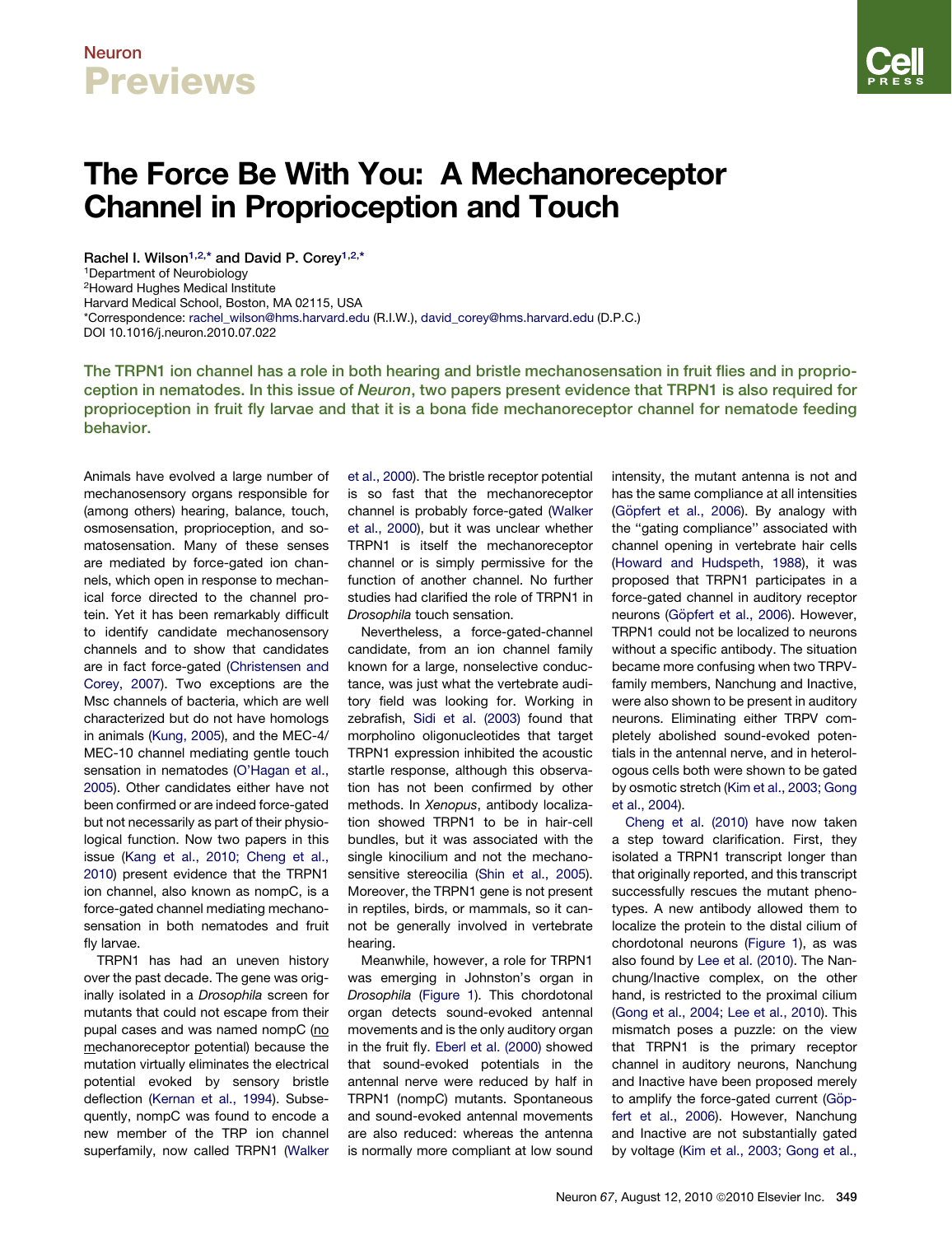# The Force Be With You: A Mechanoreceptor Channel in Proprioception and Touch

Rachel I. Wilson[1,2,*] and David P. Corey[1,2,*]

[1]Department of Neurobiology
[2]Howard Hughes Medical Institute
Harvard Medical School, Boston, MA 02115, USA
*Correspondence: rachel_wilson@hms.harvard.edu (R.I.W.), david_corey@hms.harvard.edu (D.P.C.)
DOI 10.1016/j.neuron.2010.07.022

**The TRPN1 ion channel has a role in both hearing and bristle mechanosensation in fruit flies and in proprioception in nematodes. In this issue of *Neuron*, two papers present evidence that TRPN1 is also required for proprioception in fruit fly larvae and that it is a bona fide mechanoreceptor channel for nematode feeding behavior.**

Animals have evolved a large number of mechanosensory organs responsible for (among others) hearing, balance, touch, osmosensation, proprioception, and somatosensation. Many of these senses are mediated by force-gated ion channels, which open in response to mechanical force directed to the channel protein. Yet it has been remarkably difficult to identify candidate mechanosensory channels and to show that candidates are in fact force-gated (Christensen and Corey, 2007). Two exceptions are the Msc channels of bacteria, which are well characterized but do not have homologs in animals (Kung, 2005), and the MEC-4/MEC-10 channel mediating gentle touch sensation in nematodes (O'Hagan et al., 2005). Other candidates either have not been confirmed or are indeed force-gated but not necessarily as part of their physiological function. Now two papers in this issue (Kang et al., 2010; Cheng et al., 2010) present evidence that the TRPN1 ion channel, also known as nompC, is a force-gated channel mediating mechanosensation in both nematodes and fruit fly larvae.

TRPN1 has had an uneven history over the past decade. The gene was originally isolated in a *Drosophila* screen for mutants that could not escape from their pupal cases and was named nompC (no mechanoreceptor potential) because the mutation virtually eliminates the electrical potential evoked by sensory bristle deflection (Kernan et al., 1994). Subsequently, nompC was found to encode a new member of the TRP ion channel superfamily, now called TRPN1 (Walker et al., 2000). The bristle receptor potential is so fast that the mechanoreceptor channel is probably force-gated (Walker et al., 2000), but it was unclear whether TRPN1 is itself the mechanoreceptor channel or is simply permissive for the function of another channel. No further studies had clarified the role of TRPN1 in *Drosophila* touch sensation.

Nevertheless, a force-gated-channel candidate, from an ion channel family known for a large, nonselective conductance, was just what the vertebrate auditory field was looking for. Working in zebrafish, Sidi et al. (2003) found that morpholino oligonucleotides that target TRPN1 expression inhibited the acoustic startle response, although this observation has not been confirmed by other methods. In *Xenopus*, antibody localization showed TRPN1 to be in hair-cell bundles, but it was associated with the single kinocilium and not the mechanosensitive stereocilia (Shin et al., 2005). Moreover, the TRPN1 gene is not present in reptiles, birds, or mammals, so it cannot be generally involved in vertebrate hearing.

Meanwhile, however, a role for TRPN1 was emerging in Johnston's organ in *Drosophila* (Figure 1). This chordotonal organ detects sound-evoked antennal movements and is the only auditory organ in the fruit fly. Eberl et al. (2000) showed that sound-evoked potentials in the antennal nerve were reduced by half in TRPN1 (nompC) mutants. Spontaneous and sound-evoked antennal movements are also reduced: whereas the antenna is normally more compliant at low sound intensity, the mutant antenna is not and has the same compliance at all intensities (Göpfert et al., 2006). By analogy with the "gating compliance" associated with channel opening in vertebrate hair cells (Howard and Hudspeth, 1988), it was proposed that TRPN1 participates in a force-gated channel in auditory receptor neurons (Göpfert et al., 2006). However, TRPN1 could not be localized to neurons without a specific antibody. The situation became more confusing when two TRPV-family members, Nanchung and Inactive, were also shown to be present in auditory neurons. Eliminating either TRPV completely abolished sound-evoked potentials in the antennal nerve, and in heterologous cells both were shown to be gated by osmotic stretch (Kim et al., 2003; Gong et al., 2004).

Cheng et al. (2010) have now taken a step toward clarification. First, they isolated a TRPN1 transcript longer than that originally reported, and this transcript successfully rescues the mutant phenotypes. A new antibody allowed them to localize the protein to the distal cilium of chordotonal neurons (Figure 1), as was also found by Lee et al. (2010). The Nanchung/Inactive complex, on the other hand, is restricted to the proximal cilium (Gong et al., 2004; Lee et al., 2010). This mismatch poses a puzzle: on the view that TRPN1 is the primary receptor channel in auditory neurons, Nanchung and Inactive have been proposed merely to amplify the force-gated current (Göpfert et al., 2006). However, Nanchung and Inactive are not substantially gated by voltage (Kim et al., 2003; Gong et al.,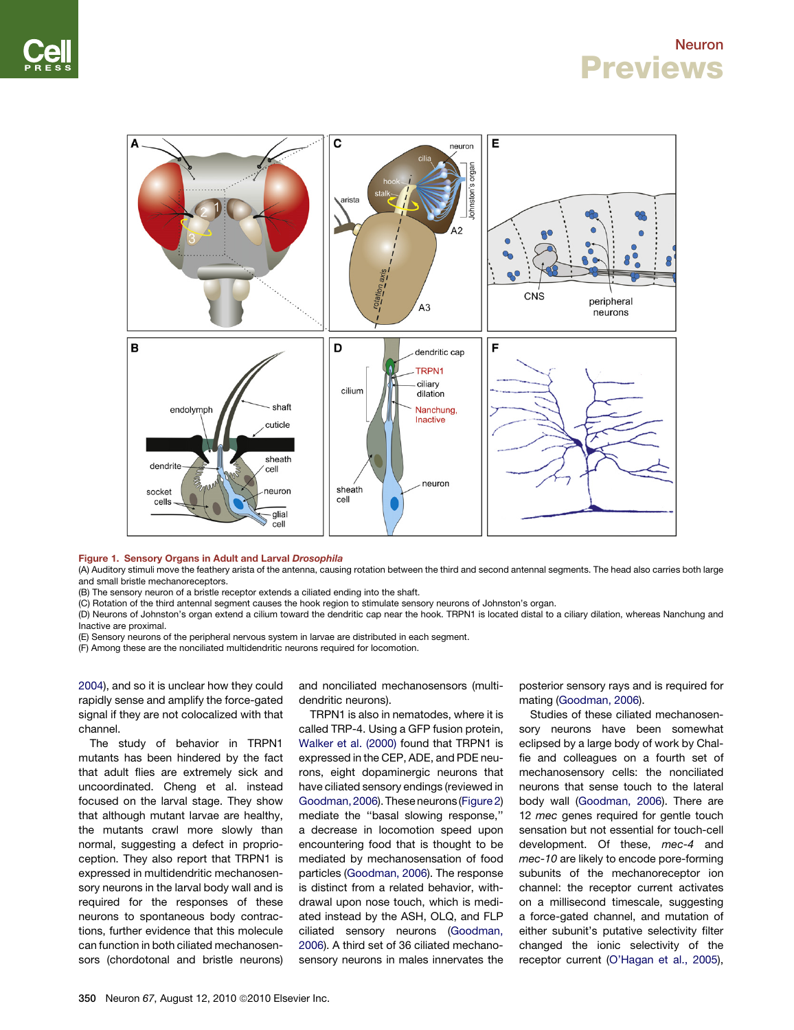**Figure 1. Sensory Organs in Adult and Larval *Drosophila***

(A) Auditory stimuli move the feathery arista of the antenna, causing rotation between the third and second antennal segments. The head also carries both large and small bristle mechanoreceptors.

(B) The sensory neuron of a bristle receptor extends a ciliated ending into the shaft.

(C) Rotation of the third antennal segment causes the hook region to stimulate sensory neurons of Johnston's organ.

(D) Neurons of Johnston's organ extend a cilium toward the dendritic cap near the hook. TRPN1 is located distal to a ciliary dilation, whereas Nanchung and Inactive are proximal.

(E) Sensory neurons of the peripheral nervous system in larvae are distributed in each segment.

(F) Among these are the nonciliated multidendritic neurons required for locomotion.

2004), and so it is unclear how they could rapidly sense and amplify the force-gated signal if they are not colocalized with that channel.

The study of behavior in TRPN1 mutants has been hindered by the fact that adult flies are extremely sick and uncoordinated. Cheng et al. instead focused on the larval stage. They show that although mutant larvae are healthy, the mutants crawl more slowly than normal, suggesting a defect in proprioception. They also report that TRPN1 is expressed in multidendritic mechanosensory neurons in the larval body wall and is required for the responses of these neurons to spontaneous body contractions, further evidence that this molecule can function in both ciliated mechanosensors (chordotonal and bristle neurons) and nonciliated mechanosensors (multidendritic neurons).

TRPN1 is also in nematodes, where it is called TRP-4. Using a GFP fusion protein, Walker et al. (2000) found that TRPN1 is expressed in the CEP, ADE, and PDE neurons, eight dopaminergic neurons that have ciliated sensory endings (reviewed in Goodman, 2006). These neurons (Figure 2) mediate the "basal slowing response," a decrease in locomotion speed upon encountering food that is thought to be mediated by mechanosensation of food particles (Goodman, 2006). The response is distinct from a related behavior, withdrawal upon nose touch, which is mediated instead by the ASH, OLQ, and FLP ciliated sensory neurons (Goodman, 2006). A third set of 36 ciliated mechanosensory neurons in males innervates the posterior sensory rays and is required for mating (Goodman, 2006).

Studies of these ciliated mechanosensory neurons have been somewhat eclipsed by a large body of work by Chalfie and colleagues on a fourth set of mechanosensory cells: the nonciliated neurons that sense touch to the lateral body wall (Goodman, 2006). There are 12 *mec* genes required for gentle touch sensation but not essential for touch-cell development. Of these, *mec-4* and *mec-10* are likely to encode pore-forming subunits of the mechanoreceptor ion channel: the receptor current activates on a millisecond timescale, suggesting a force-gated channel, and mutation of either subunit's putative selectivity filter changed the ionic selectivity of the receptor current (O'Hagan et al., 2005),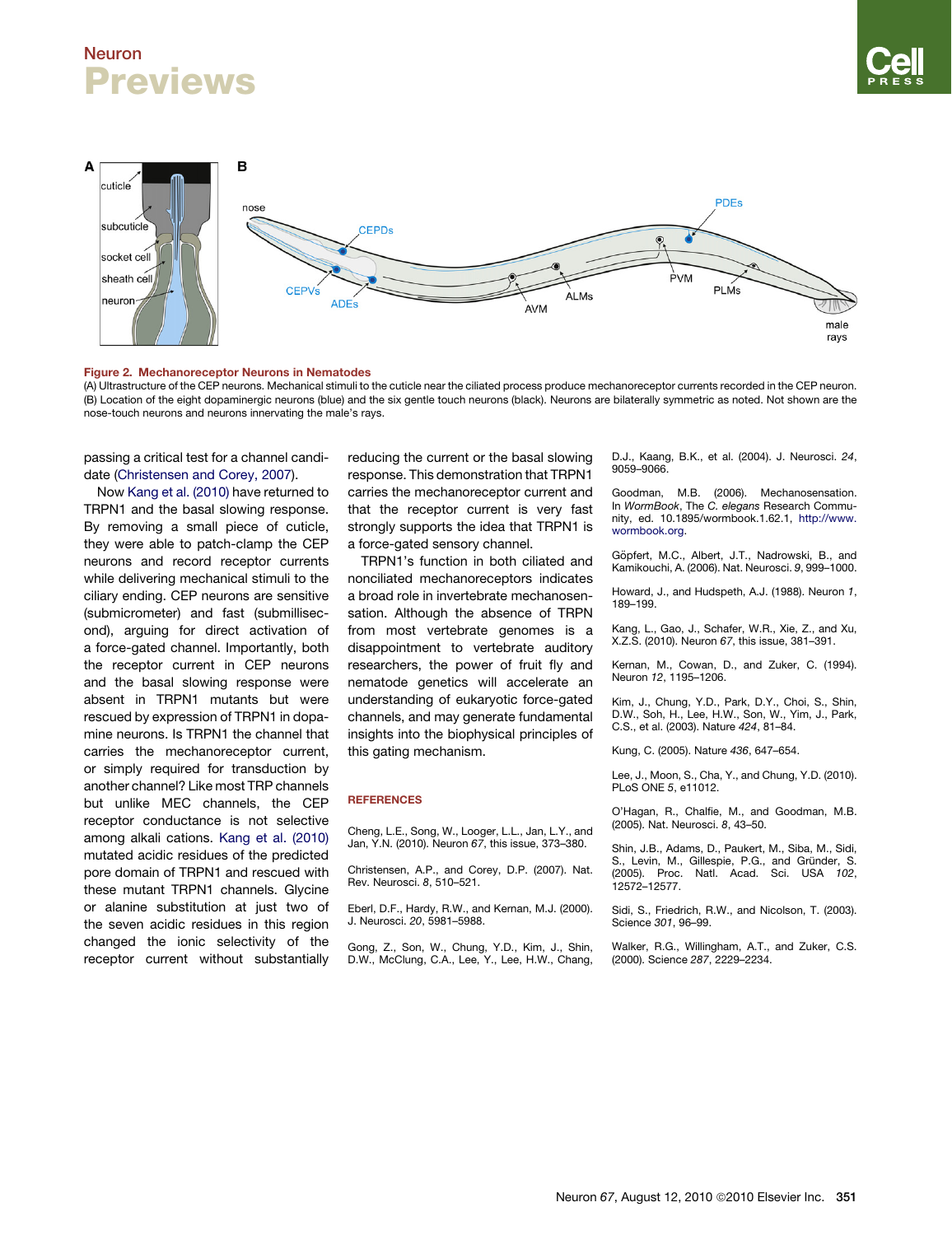A

cuticle

subcuticle

socket cell

sheath cell

neuron

B

nose

CEPDs

CEPVs

ADEs

AVM

ALMs

PVM

PDEs

PLMs

male rays

**Figure 2. Mechanoreceptor Neurons in Nematodes**

(A) Ultrastructure of the CEP neurons. Mechanical stimuli to the cuticle near the ciliated process produce mechanoreceptor currents recorded in the CEP neuron.
(B) Location of the eight dopaminergic neurons (blue) and the six gentle touch neurons (black). Neurons are bilaterally symmetric as noted. Not shown are the nose-touch neurons and neurons innervating the male's rays.

passing a critical test for a channel candidate (Christensen and Corey, 2007).

Now Kang et al. (2010) have returned to TRPN1 and the basal slowing response. By removing a small piece of cuticle, they were able to patch-clamp the CEP neurons and record receptor currents while delivering mechanical stimuli to the ciliary ending. CEP neurons are sensitive (submicrometer) and fast (submillisecond), arguing for direct activation of a force-gated channel. Importantly, both the receptor current in CEP neurons and the basal slowing response were absent in TRPN1 mutants but were rescued by expression of TRPN1 in dopamine neurons. Is TRPN1 the channel that carries the mechanoreceptor current, or simply required for transduction by another channel? Like most TRP channels but unlike MEC channels, the CEP receptor conductance is not selective among alkali cations. Kang et al. (2010) mutated acidic residues of the predicted pore domain of TRPN1 and rescued with these mutant TRPN1 channels. Glycine or alanine substitution at just two of the seven acidic residues in this region changed the ionic selectivity of the receptor current without substantially reducing the current or the basal slowing response. This demonstration that TRPN1 carries the mechanoreceptor current and that the receptor current is very fast strongly supports the idea that TRPN1 is a force-gated sensory channel.

TRPN1's function in both ciliated and nonciliated mechanoreceptors indicates a broad role in invertebrate mechanosensation. Although the absence of TRPN from most vertebrate genomes is a disappointment to vertebrate auditory researchers, the power of fruit fly and nematode genetics will accelerate an understanding of eukaryotic force-gated channels, and may generate fundamental insights into the biophysical principles of this gating mechanism.

## REFERENCES

Cheng, L.E., Song, W., Looger, L.L., Jan, L.Y., and Jan, Y.N. (2010). Neuron *67*, this issue, 373–380.

Christensen, A.P., and Corey, D.P. (2007). Nat. Rev. Neurosci. *8*, 510–521.

Eberl, D.F., Hardy, R.W., and Kernan, M.J. (2000). J. Neurosci. *20*, 5981–5988.

Gong, Z., Son, W., Chung, Y.D., Kim, J., Shin, D.W., McClung, C.A., Lee, Y., Lee, H.W., Chang, D.J., Kaang, B.K., et al. (2004). J. Neurosci. *24*, 9059–9066.

Goodman, M.B. (2006). Mechanosensation. In *WormBook*, The *C. elegans* Research Community, ed. 10.1895/wormbook.1.62.1, http://www.wormbook.org.

Göpfert, M.C., Albert, J.T., Nadrowski, B., and Kamikouchi, A. (2006). Nat. Neurosci. *9*, 999–1000.

Howard, J., and Hudspeth, A.J. (1988). Neuron *1*, 189–199.

Kang, L., Gao, J., Schafer, W.R., Xie, Z., and Xu, X.Z.S. (2010). Neuron *67*, this issue, 381–391.

Kernan, M., Cowan, D., and Zuker, C. (1994). Neuron *12*, 1195–1206.

Kim, J., Chung, Y.D., Park, D.Y., Choi, S., Shin, D.W., Soh, H., Lee, H.W., Son, W., Yim, J., Park, C.S., et al. (2003). Nature *424*, 81–84.

Kung, C. (2005). Nature *436*, 647–654.

Lee, J., Moon, S., Cha, Y., and Chung, Y.D. (2010). PLoS ONE *5*, e11012.

O'Hagan, R., Chalfie, M., and Goodman, M.B. (2005). Nat. Neurosci. *8*, 43–50.

Shin, J.B., Adams, D., Paukert, M., Siba, M., Sidi, S., Levin, M., Gillespie, P.G., and Gründer, S. (2005). Proc. Natl. Acad. Sci. USA *102*, 12572–12577.

Sidi, S., Friedrich, R.W., and Nicolson, T. (2003). Science *301*, 96–99.

Walker, R.G., Willingham, A.T., and Zuker, C.S. (2000). Science *287*, 2229–2234.